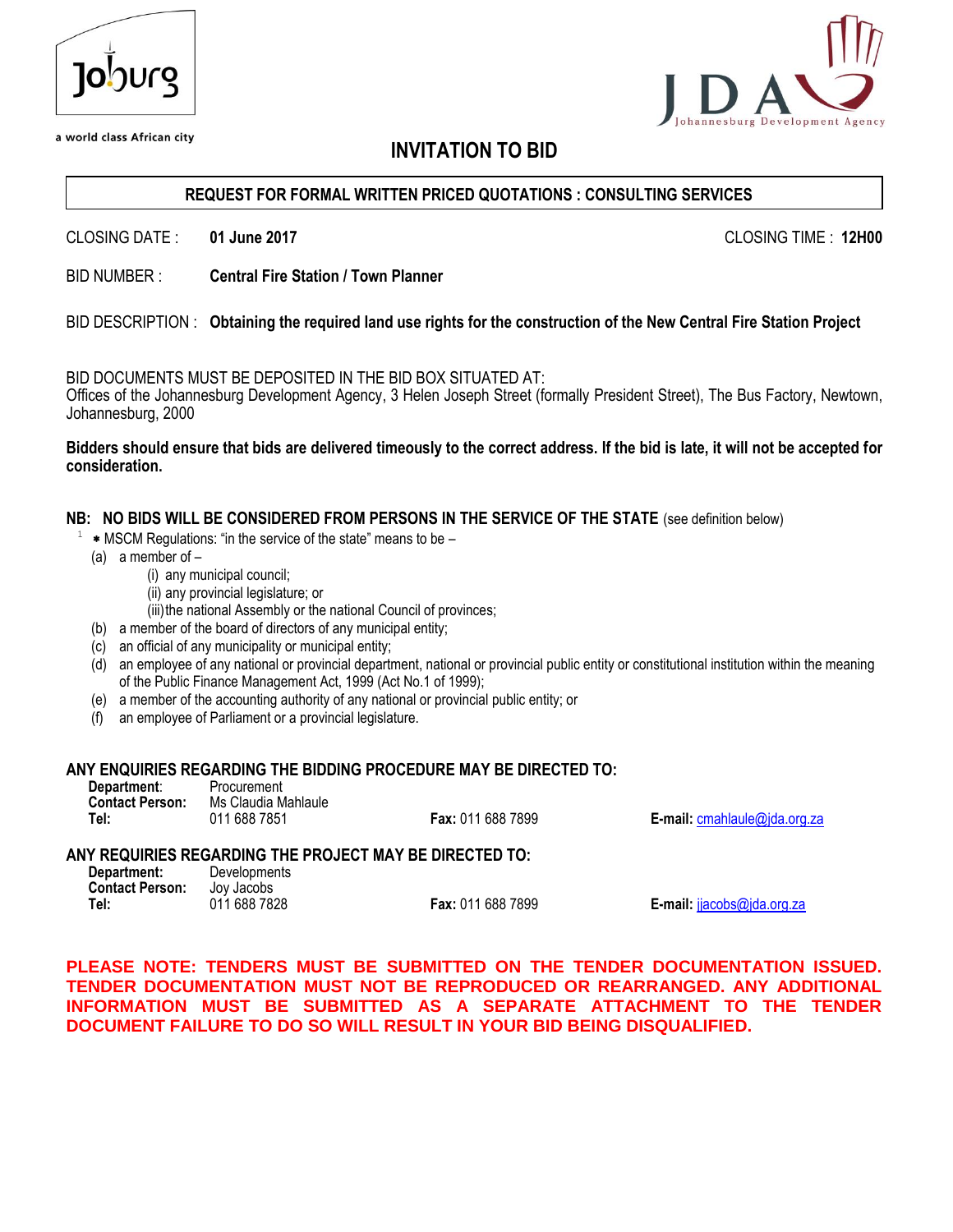a world class African city

# INVITATION TO BID

**REQUEST FOR FORMAL WRITTEN PRICED QUOTATIONS : CONSULTING SERVICES**

CLOSING DATE : **01 June 2017** CLOSING TIME : **12H00**

BID NUMBER : **Central Fire Station / Town Planner**

BID DESCRIPTION : **Obtaining the required land use rights for the construction of the New Central Fire Station Project**

BID DOCUMENTS MUST BE DEPOSITED IN THE BID BOX SITUATED AT:
Offices of the Johannesburg Development Agency, 3 Helen Joseph Street (formally President Street), The Bus Factory, Newtown, Johannesburg, 2000

**Bidders should ensure that bids are delivered timeously to the correct address. If the bid is late, it will not be accepted for consideration.**

**NB: NO BIDS WILL BE CONSIDERED FROM PERSONS IN THE SERVICE OF THE STATE** (see definition below)

[1] * MSCM Regulations: "in the service of the state" means to be –

(a) a member of –
  (i) any municipal council;
  (ii) any provincial legislature; or
  (iii) the national Assembly or the national Council of provinces;
(b) a member of the board of directors of any municipal entity;
(c) an official of any municipality or municipal entity;
(d) an employee of any national or provincial department, national or provincial public entity or constitutional institution within the meaning of the Public Finance Management Act, 1999 (Act No.1 of 1999);
(e) a member of the accounting authority of any national or provincial public entity; or
(f) an employee of Parliament or a provincial legislature.

**ANY ENQUIRIES REGARDING THE BIDDING PROCEDURE MAY BE DIRECTED TO:**

**Department:** Procurement
**Contact Person:** Ms Claudia Mahlaule
**Tel:** 011 688 7851 **Fax:** 011 688 7899 **E-mail:** cmahlaule@jda.org.za

**ANY REQUIRIES REGARDING THE PROJECT MAY BE DIRECTED TO:**

**Department:** Developments
**Contact Person:** Joy Jacobs
**Tel:** 011 688 7828 **Fax:** 011 688 7899 **E-mail:** jjacobs@jda.org.za

**PLEASE NOTE: TENDERS MUST BE SUBMITTED ON THE TENDER DOCUMENTATION ISSUED. TENDER DOCUMENTATION MUST NOT BE REPRODUCED OR REARRANGED. ANY ADDITIONAL INFORMATION MUST BE SUBMITTED AS A SEPARATE ATTACHMENT TO THE TENDER DOCUMENT FAILURE TO DO SO WILL RESULT IN YOUR BID BEING DISQUALIFIED.**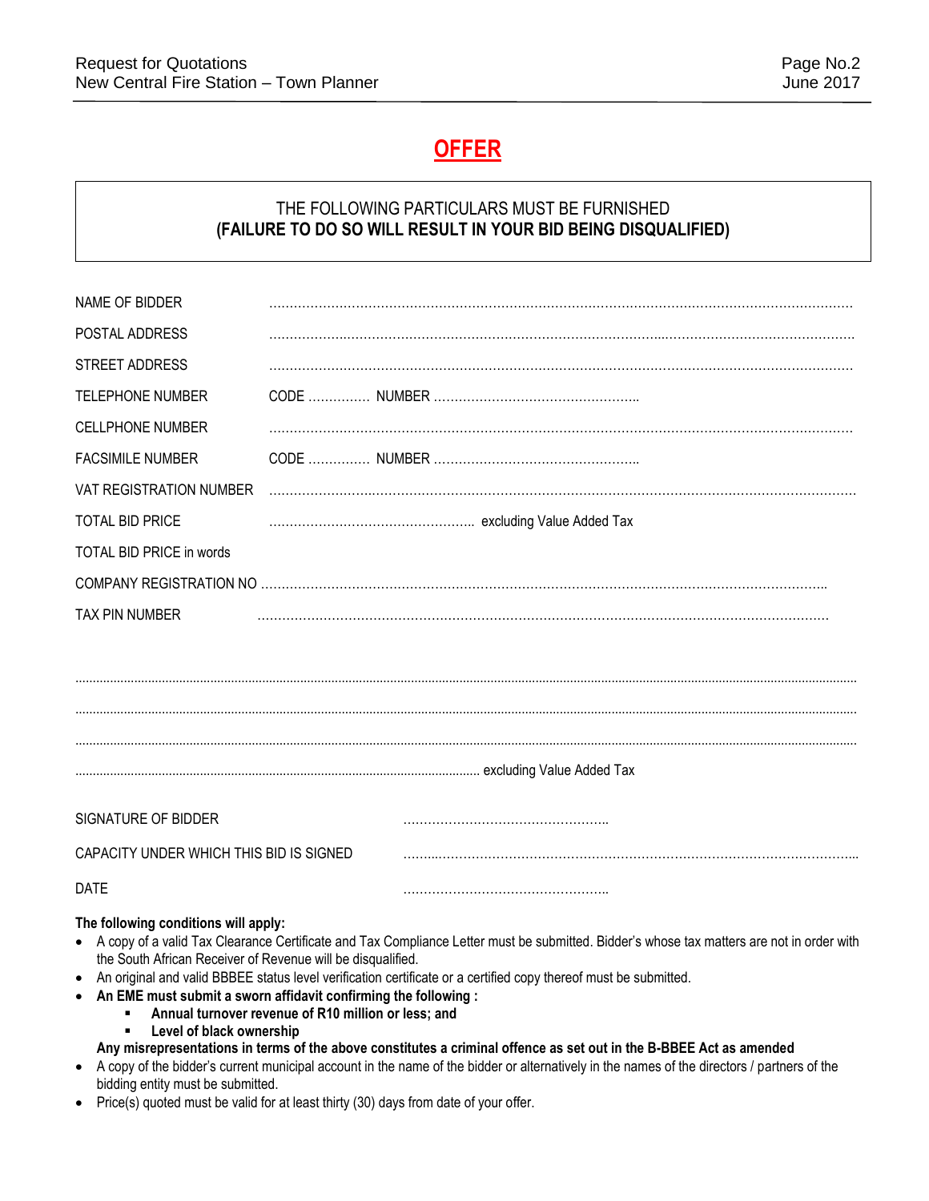# OFFER

THE FOLLOWING PARTICULARS MUST BE FURNISHED
**(FAILURE TO DO SO WILL RESULT IN YOUR BID BEING DISQUALIFIED)**

NAME OF BIDDER ……………………………………………………………………………………………………………………

POSTAL ADDRESS ……………………………………………………………………………………………………………………

STREET ADDRESS ……………………………………………………………………………………………………………………

TELEPHONE NUMBER CODE …………… NUMBER ……………………………………………

CELLPHONE NUMBER ……………………………………………………………………………………………………………………

FACSIMILE NUMBER CODE …………… NUMBER ……………………………………………

VAT REGISTRATION NUMBER ……………………………………………………………………………………………………………………

TOTAL BID PRICE …………………………………………… excluding Value Added Tax

TOTAL BID PRICE in words

COMPANY REGISTRATION NO ……………………………………………………………………………………………………………………

TAX PIN NUMBER ……………………………………………………………………………………………………………………

……………………………………………………………………………………………………………………………………………

……………………………………………………………………………………………………………………………………………

……………………………………………………………………………………………………………………………………………

…………………………………………………………………………………………… excluding Value Added Tax

SIGNATURE OF BIDDER ……………………………………………

CAPACITY UNDER WHICH THIS BID IS SIGNED ……………………………………………………………………………………………

DATE ……………………………………………

**The following conditions will apply:**

- A copy of a valid Tax Clearance Certificate and Tax Compliance Letter must be submitted. Bidder's whose tax matters are not in order with the South African Receiver of Revenue will be disqualified.
- An original and valid BBBEE status level verification certificate or a certified copy thereof must be submitted.
- **An EME must submit a sworn affidavit confirming the following :**
  - **Annual turnover revenue of R10 million or less; and**
  - **Level of black ownership**

  **Any misrepresentations in terms of the above constitutes a criminal offence as set out in the B-BBEE Act as amended**
- A copy of the bidder's current municipal account in the name of the bidder or alternatively in the names of the directors / partners of the bidding entity must be submitted.
- Price(s) quoted must be valid for at least thirty (30) days from date of your offer.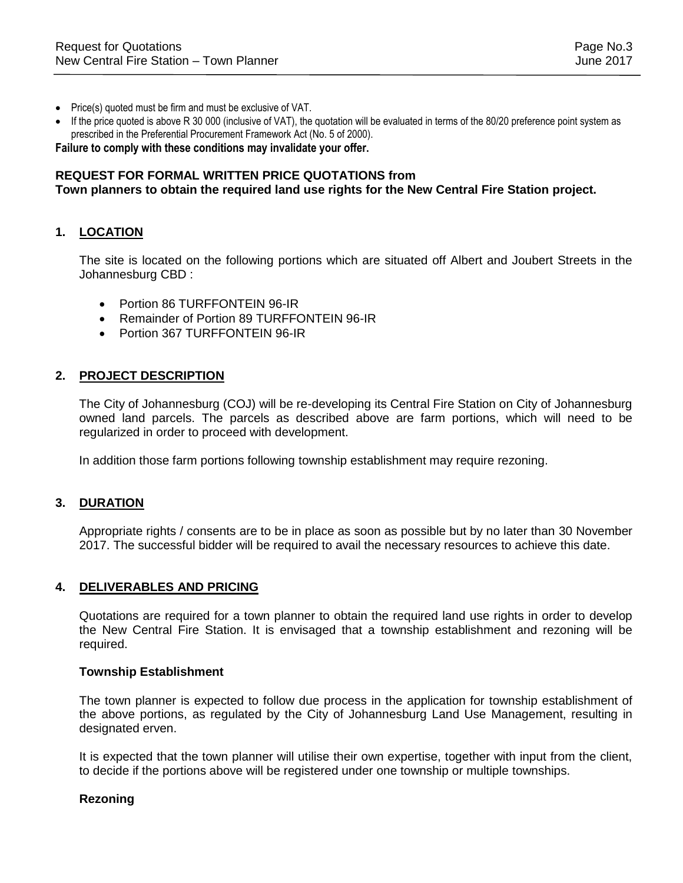- Price(s) quoted must be firm and must be exclusive of VAT.
- If the price quoted is above R 30 000 (inclusive of VAT), the quotation will be evaluated in terms of the 80/20 preference point system as prescribed in the Preferential Procurement Framework Act (No. 5 of 2000).

**Failure to comply with these conditions may invalidate your offer.**

**REQUEST FOR FORMAL WRITTEN PRICE QUOTATIONS from**
**Town planners to obtain the required land use rights for the New Central Fire Station project.**

## 1. LOCATION

The site is located on the following portions which are situated off Albert and Joubert Streets in the Johannesburg CBD :

- Portion 86 TURFFONTEIN 96-IR
- Remainder of Portion 89 TURFFONTEIN 96-IR
- Portion 367 TURFFONTEIN 96-IR

## 2. PROJECT DESCRIPTION

The City of Johannesburg (COJ) will be re-developing its Central Fire Station on City of Johannesburg owned land parcels. The parcels as described above are farm portions, which will need to be regularized in order to proceed with development.

In addition those farm portions following township establishment may require rezoning.

## 3. DURATION

Appropriate rights / consents are to be in place as soon as possible but by no later than 30 November 2017. The successful bidder will be required to avail the necessary resources to achieve this date.

## 4. DELIVERABLES AND PRICING

Quotations are required for a town planner to obtain the required land use rights in order to develop the New Central Fire Station. It is envisaged that a township establishment and rezoning will be required.

**Township Establishment**

The town planner is expected to follow due process in the application for township establishment of the above portions, as regulated by the City of Johannesburg Land Use Management, resulting in designated erven.

It is expected that the town planner will utilise their own expertise, together with input from the client, to decide if the portions above will be registered under one township or multiple townships.

**Rezoning**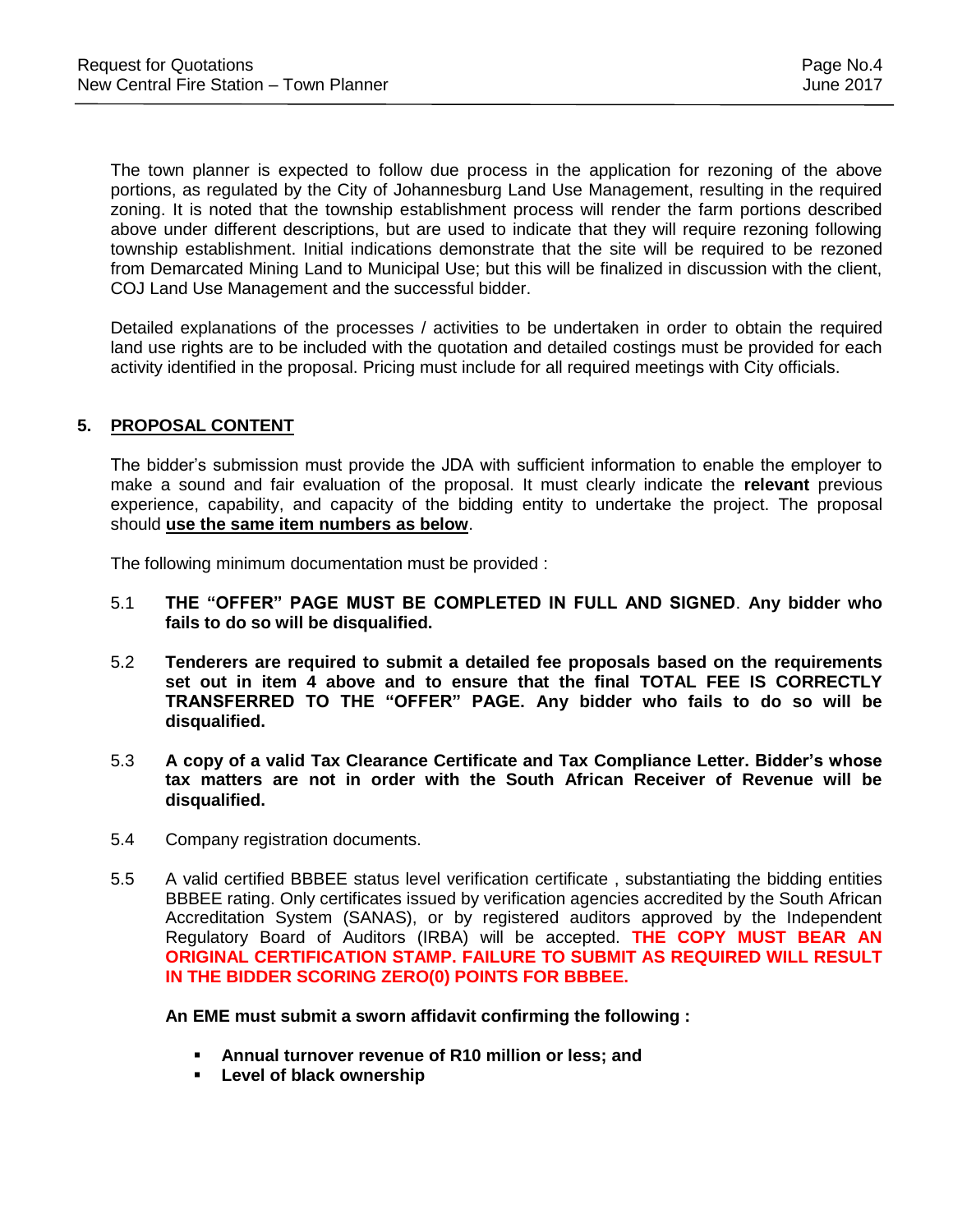The town planner is expected to follow due process in the application for rezoning of the above portions, as regulated by the City of Johannesburg Land Use Management, resulting in the required zoning. It is noted that the township establishment process will render the farm portions described above under different descriptions, but are used to indicate that they will require rezoning following township establishment. Initial indications demonstrate that the site will be required to be rezoned from Demarcated Mining Land to Municipal Use; but this will be finalized in discussion with the client, COJ Land Use Management and the successful bidder.

Detailed explanations of the processes / activities to be undertaken in order to obtain the required land use rights are to be included with the quotation and detailed costings must be provided for each activity identified in the proposal. Pricing must include for all required meetings with City officials.

## 5. PROPOSAL CONTENT

The bidder's submission must provide the JDA with sufficient information to enable the employer to make a sound and fair evaluation of the proposal. It must clearly indicate the **relevant** previous experience, capability, and capacity of the bidding entity to undertake the project. The proposal should **use the same item numbers as below**.

The following minimum documentation must be provided :

5.1 **THE "OFFER" PAGE MUST BE COMPLETED IN FULL AND SIGNED. Any bidder who fails to do so will be disqualified.**

5.2 **Tenderers are required to submit a detailed fee proposals based on the requirements set out in item 4 above and to ensure that the final TOTAL FEE IS CORRECTLY TRANSFERRED TO THE "OFFER" PAGE. Any bidder who fails to do so will be disqualified.**

5.3 **A copy of a valid Tax Clearance Certificate and Tax Compliance Letter. Bidder's whose tax matters are not in order with the South African Receiver of Revenue will be disqualified.**

5.4 Company registration documents.

5.5 A valid certified BBBEE status level verification certificate , substantiating the bidding entities BBBEE rating. Only certificates issued by verification agencies accredited by the South African Accreditation System (SANAS), or by registered auditors approved by the Independent Regulatory Board of Auditors (IRBA) will be accepted. **THE COPY MUST BEAR AN ORIGINAL CERTIFICATION STAMP. FAILURE TO SUBMIT AS REQUIRED WILL RESULT IN THE BIDDER SCORING ZERO(0) POINTS FOR BBBEE.**

**An EME must submit a sworn affidavit confirming the following :**

- **Annual turnover revenue of R10 million or less; and**
- **Level of black ownership**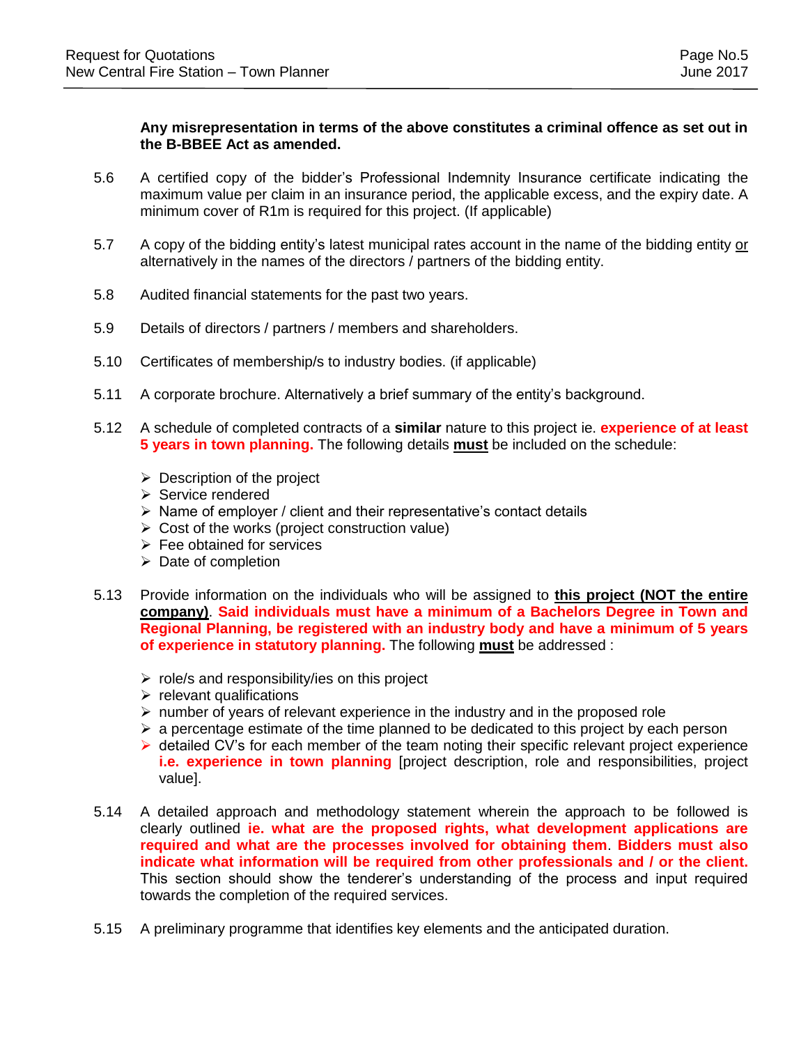**Any misrepresentation in terms of the above constitutes a criminal offence as set out in the B-BBEE Act as amended.**

5.6 A certified copy of the bidder's Professional Indemnity Insurance certificate indicating the maximum value per claim in an insurance period, the applicable excess, and the expiry date. A minimum cover of R1m is required for this project. (If applicable)

5.7 A copy of the bidding entity's latest municipal rates account in the name of the bidding entity <u>or</u> alternatively in the names of the directors / partners of the bidding entity.

5.8 Audited financial statements for the past two years.

5.9 Details of directors / partners / members and shareholders.

5.10 Certificates of membership/s to industry bodies. (if applicable)

5.11 A corporate brochure. Alternatively a brief summary of the entity's background.

5.12 A schedule of completed contracts of a **similar** nature to this project ie. **experience of at least 5 years in town planning.** The following details **<u>must</u>** be included on the schedule:

- Description of the project
- Service rendered
- Name of employer / client and their representative's contact details
- Cost of the works (project construction value)
- Fee obtained for services
- Date of completion

5.13 Provide information on the individuals who will be assigned to **<u>this project (NOT the entire company)</u>**. **Said individuals must have a minimum of a Bachelors Degree in Town and Regional Planning, be registered with an industry body and have a minimum of 5 years of experience in statutory planning.** The following **<u>must</u>** be addressed :

- role/s and responsibility/ies on this project
- relevant qualifications
- number of years of relevant experience in the industry and in the proposed role
- a percentage estimate of the time planned to be dedicated to this project by each person
- detailed CV's for each member of the team noting their specific relevant project experience **i.e. experience in town planning** [project description, role and responsibilities, project value].

5.14 A detailed approach and methodology statement wherein the approach to be followed is clearly outlined **ie. what are the proposed rights, what development applications are required and what are the processes involved for obtaining them**. **Bidders must also indicate what information will be required from other professionals and / or the client.** This section should show the tenderer's understanding of the process and input required towards the completion of the required services.

5.15 A preliminary programme that identifies key elements and the anticipated duration.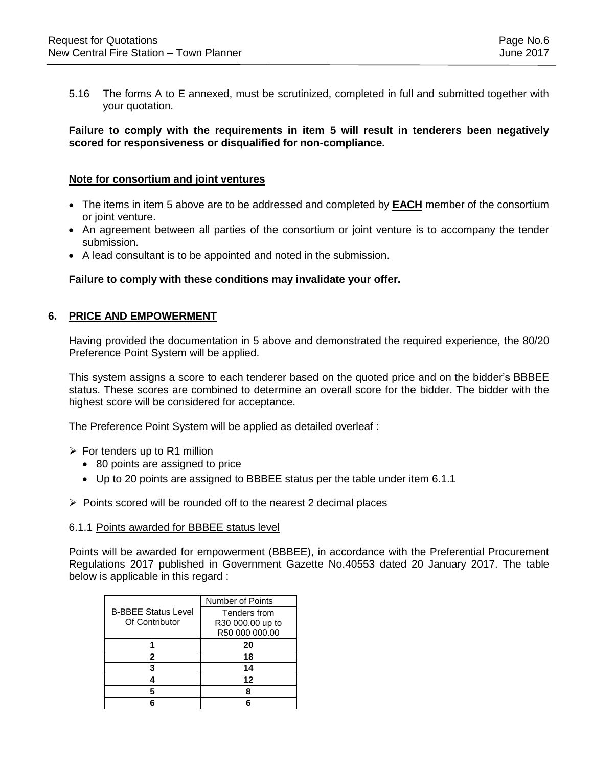5.16 The forms A to E annexed, must be scrutinized, completed in full and submitted together with your quotation.

**Failure to comply with the requirements in item 5 will result in tenderers been negatively scored for responsiveness or disqualified for non-compliance.**

**Note for consortium and joint ventures**

- The items in item 5 above are to be addressed and completed by **EACH** member of the consortium or joint venture.
- An agreement between all parties of the consortium or joint venture is to accompany the tender submission.
- A lead consultant is to be appointed and noted in the submission.

**Failure to comply with these conditions may invalidate your offer.**

## 6. PRICE AND EMPOWERMENT

Having provided the documentation in 5 above and demonstrated the required experience, the 80/20 Preference Point System will be applied.

This system assigns a score to each tenderer based on the quoted price and on the bidder's BBBEE status. These scores are combined to determine an overall score for the bidder. The bidder with the highest score will be considered for acceptance.

The Preference Point System will be applied as detailed overleaf :

- For tenders up to R1 million
  - 80 points are assigned to price
  - Up to 20 points are assigned to BBBEE status per the table under item 6.1.1
- Points scored will be rounded off to the nearest 2 decimal places

6.1.1 Points awarded for BBBEE status level

Points will be awarded for empowerment (BBBEE), in accordance with the Preferential Procurement Regulations 2017 published in Government Gazette No.40553 dated 20 January 2017. The table below is applicable in this regard :

| B-BBEE Status Level Of Contributor | Number of Points |
|---|---|
| | Tenders from R30 000.00 up to R50 000 000.00 |
| **1** | **20** |
| **2** | **18** |
| **3** | **14** |
| **4** | **12** |
| **5** | **8** |
| **6** | **6** |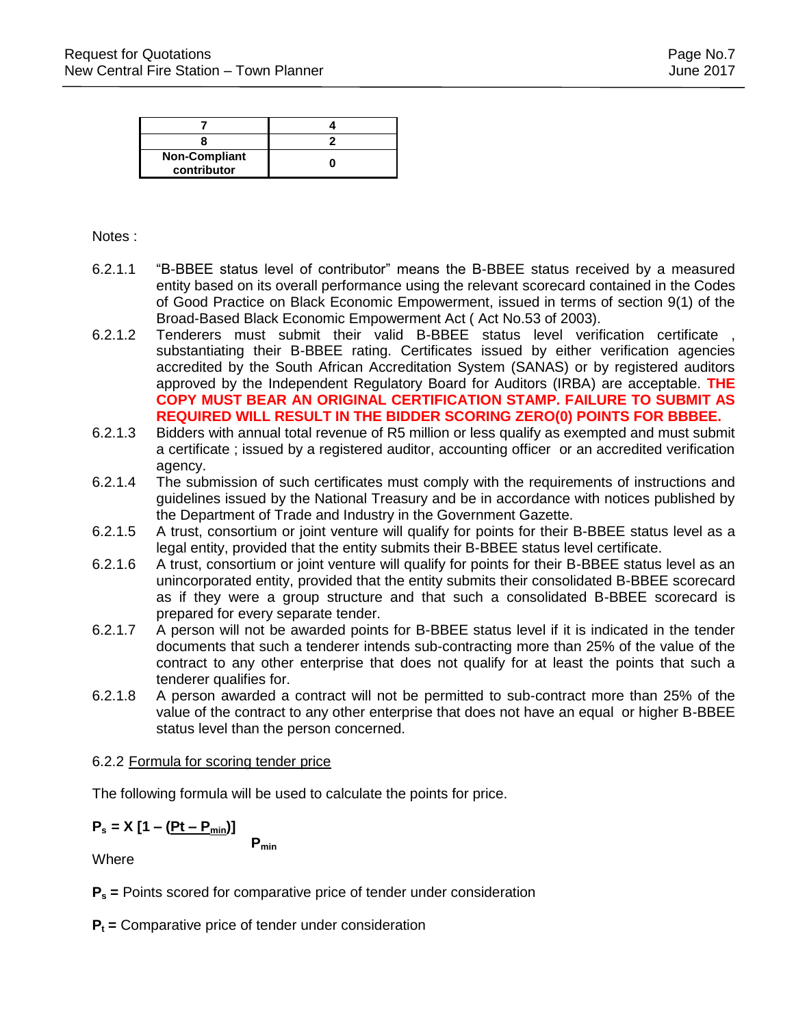| 7 | 4 |
|---|---|
| 8 | 2 |
| Non-Compliant contributor | 0 |

Notes :

6.2.1.1 "B-BBEE status level of contributor" means the B-BBEE status received by a measured entity based on its overall performance using the relevant scorecard contained in the Codes of Good Practice on Black Economic Empowerment, issued in terms of section 9(1) of the Broad-Based Black Economic Empowerment Act ( Act No.53 of 2003).

6.2.1.2 Tenderers must submit their valid B-BBEE status level verification certificate , substantiating their B-BBEE rating. Certificates issued by either verification agencies accredited by the South African Accreditation System (SANAS) or by registered auditors approved by the Independent Regulatory Board for Auditors (IRBA) are acceptable. **THE COPY MUST BEAR AN ORIGINAL CERTIFICATION STAMP. FAILURE TO SUBMIT AS REQUIRED WILL RESULT IN THE BIDDER SCORING ZERO(0) POINTS FOR BBBEE.**

6.2.1.3 Bidders with annual total revenue of R5 million or less qualify as exempted and must submit a certificate ; issued by a registered auditor, accounting officer or an accredited verification agency.

6.2.1.4 The submission of such certificates must comply with the requirements of instructions and guidelines issued by the National Treasury and be in accordance with notices published by the Department of Trade and Industry in the Government Gazette.

6.2.1.5 A trust, consortium or joint venture will qualify for points for their B-BBEE status level as a legal entity, provided that the entity submits their B-BBEE status level certificate.

6.2.1.6 A trust, consortium or joint venture will qualify for points for their B-BBEE status level as an unincorporated entity, provided that the entity submits their consolidated B-BBEE scorecard as if they were a group structure and that such a consolidated B-BBEE scorecard is prepared for every separate tender.

6.2.1.7 A person will not be awarded points for B-BBEE status level if it is indicated in the tender documents that such a tenderer intends sub-contracting more than 25% of the value of the contract to any other enterprise that does not qualify for at least the points that such a tenderer qualifies for.

6.2.1.8 A person awarded a contract will not be permitted to sub-contract more than 25% of the value of the contract to any other enterprise that does not have an equal or higher B-BBEE status level than the person concerned.

6.2.2 Formula for scoring tender price

The following formula will be used to calculate the points for price.

$$P_s = X \left[1 - \frac{(Pt - P_{min})}{P_{min}}\right]$$

Where

**$P_s$ =** Points scored for comparative price of tender under consideration

**$P_t$ =** Comparative price of tender under consideration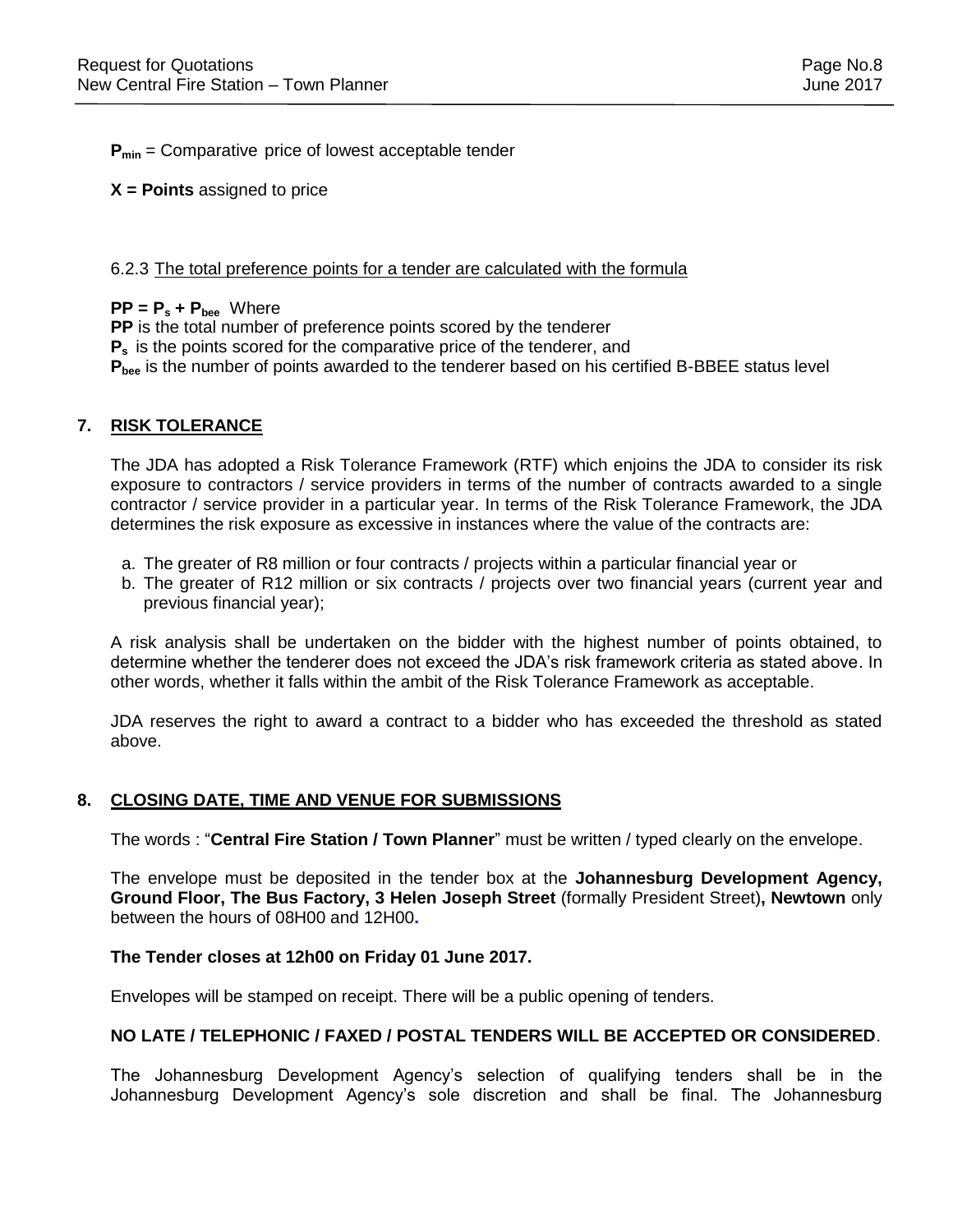$P_{min}$ = Comparative price of lowest acceptable tender

**X = Points** assigned to price

6.2.3 The total preference points for a tender are calculated with the formula

$PP = P_s + P_{bee}$ Where

**PP** is the total number of preference points scored by the tenderer

$P_s$ is the points scored for the comparative price of the tenderer, and

$P_{bee}$ is the number of points awarded to the tenderer based on his certified B-BBEE status level

## 7. RISK TOLERANCE

The JDA has adopted a Risk Tolerance Framework (RTF) which enjoins the JDA to consider its risk exposure to contractors / service providers in terms of the number of contracts awarded to a single contractor / service provider in a particular year. In terms of the Risk Tolerance Framework, the JDA determines the risk exposure as excessive in instances where the value of the contracts are:

a. The greater of R8 million or four contracts / projects within a particular financial year or
b. The greater of R12 million or six contracts / projects over two financial years (current year and previous financial year);

A risk analysis shall be undertaken on the bidder with the highest number of points obtained, to determine whether the tenderer does not exceed the JDA's risk framework criteria as stated above. In other words, whether it falls within the ambit of the Risk Tolerance Framework as acceptable.

JDA reserves the right to award a contract to a bidder who has exceeded the threshold as stated above.

## 8. CLOSING DATE, TIME AND VENUE FOR SUBMISSIONS

The words : "**Central Fire Station / Town Planner**" must be written / typed clearly on the envelope.

The envelope must be deposited in the tender box at the **Johannesburg Development Agency, Ground Floor, The Bus Factory, 3 Helen Joseph Street** (formally President Street)**, Newtown** only between the hours of 08H00 and 12H00**.**

**The Tender closes at 12h00 on Friday 01 June 2017.**

Envelopes will be stamped on receipt. There will be a public opening of tenders.

**NO LATE / TELEPHONIC / FAXED / POSTAL TENDERS WILL BE ACCEPTED OR CONSIDERED**.

The Johannesburg Development Agency's selection of qualifying tenders shall be in the Johannesburg Development Agency's sole discretion and shall be final. The Johannesburg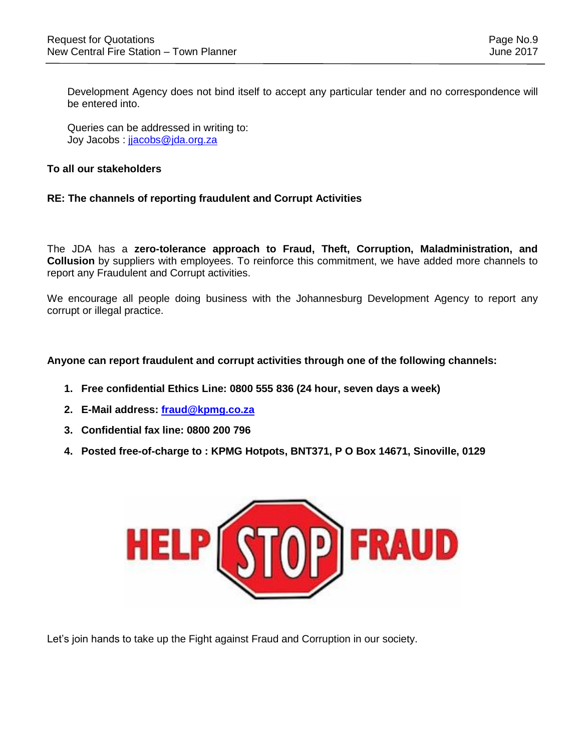Development Agency does not bind itself to accept any particular tender and no correspondence will be entered into.

Queries can be addressed in writing to:
Joy Jacobs : jjacobs@jda.org.za

**To all our stakeholders**

**RE: The channels of reporting fraudulent and Corrupt Activities**

The JDA has a **zero-tolerance approach to Fraud, Theft, Corruption, Maladministration, and Collusion** by suppliers with employees. To reinforce this commitment, we have added more channels to report any Fraudulent and Corrupt activities.

We encourage all people doing business with the Johannesburg Development Agency to report any corrupt or illegal practice.

**Anyone can report fraudulent and corrupt activities through one of the following channels:**

1. **Free confidential Ethics Line: 0800 555 836 (24 hour, seven days a week)**
2. **E-Mail address: fraud@kpmg.co.za**
3. **Confidential fax line: 0800 200 796**
4. **Posted free-of-charge to : KPMG Hotpots, BNT371, P O Box 14671, Sinoville, 0129**

HELP STOP FRAUD

Let's join hands to take up the Fight against Fraud and Corruption in our society.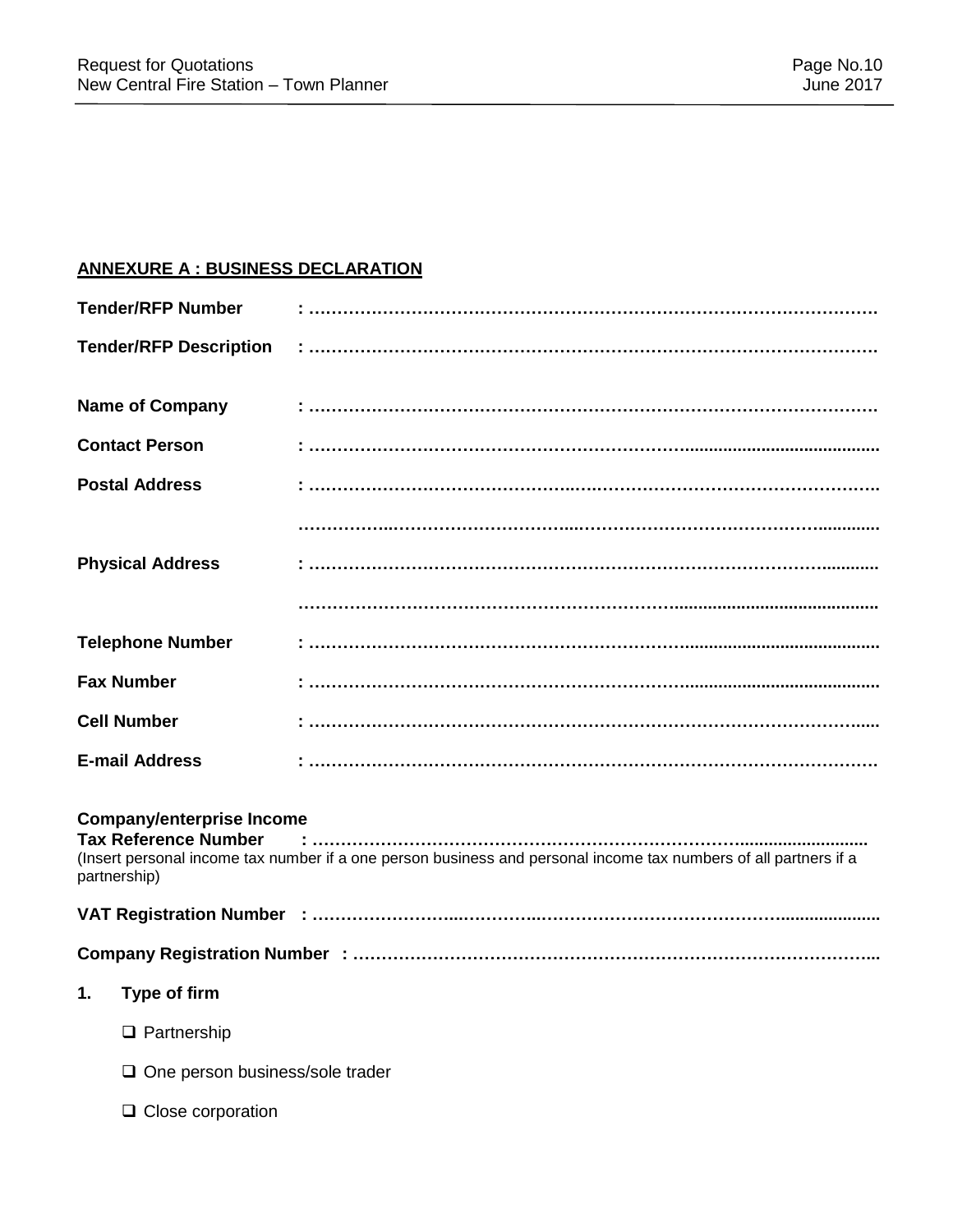**ANNEXURE A : BUSINESS DECLARATION**

**Tender/RFP Number** : …………………………………………………………………………………….

**Tender/RFP Description** : …………………………………………………………………………………….

**Name of Company** : …………………………………………………………………………………….

**Contact Person** : …………………………………………………………………………………….

**Postal Address** : …………………………………………………………………………………….

…………………………………………………………………………………….

**Physical Address** : …………………………………………………………………………………….

…………………………………………………………………………………….

**Telephone Number** : …………………………………………………………………………………….

**Fax Number** : …………………………………………………………………………………….

**Cell Number** : …………………………………………………………………………………….

**E-mail Address** : …………………………………………………………………………………….

**Company/enterprise Income Tax Reference Number** : …………………………………………………………………………………….
(Insert personal income tax number if a one person business and personal income tax numbers of all partners if a partnership)

**VAT Registration Number** : …………………………………………………………………………………….

**Company Registration Number** : …………………………………………………………………………………….

**1. Type of firm**

- ❑ Partnership
- ❑ One person business/sole trader
- ❑ Close corporation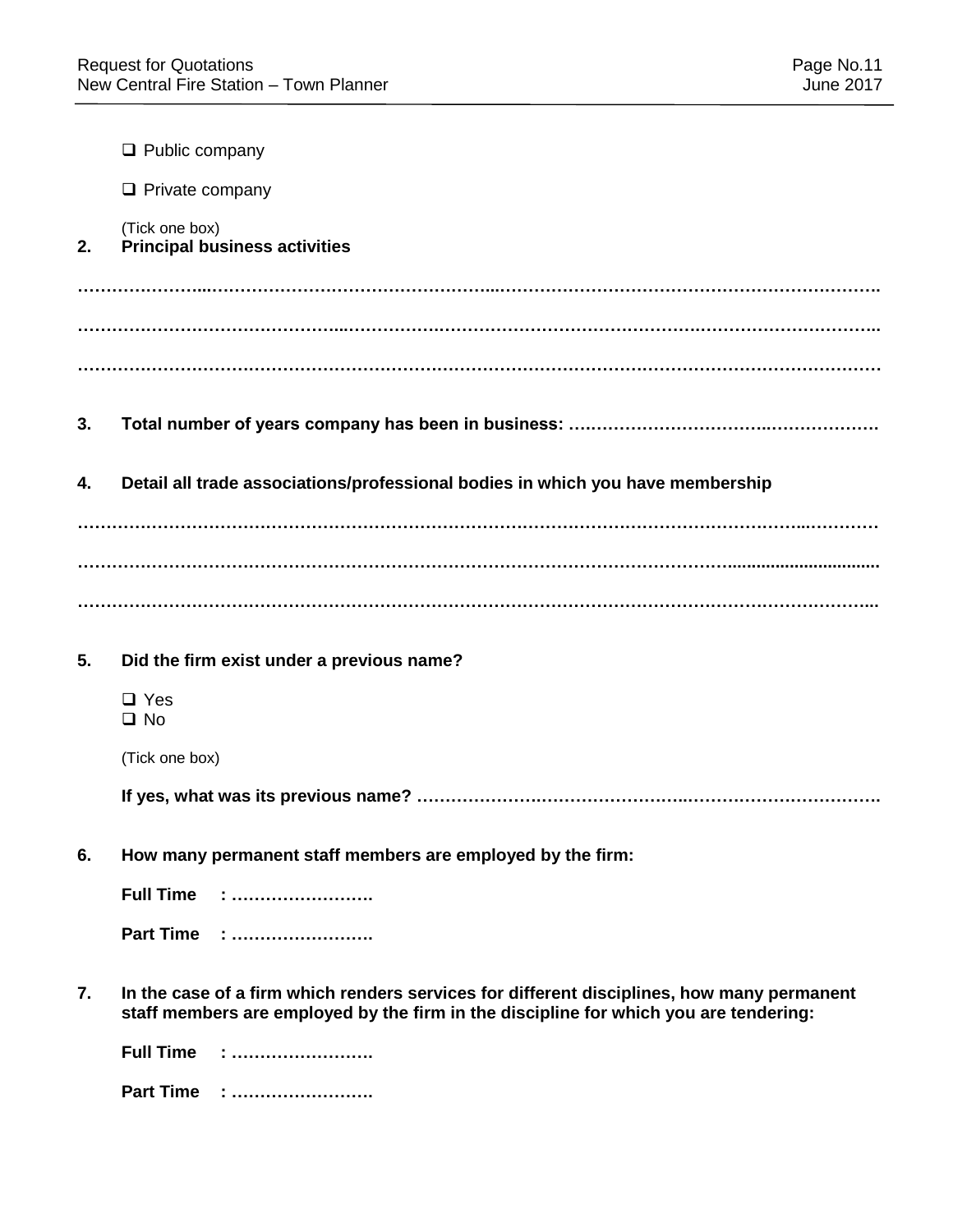- ❑ Public company
- ❑ Private company

(Tick one box)

**2. Principal business activities**

…………………………………………………………………………………………………………………………

…………………………………………………………………………………………………………………………

…………………………………………………………………………………………………………………………

**3. Total number of years company has been in business:** ……………………………………………………

**4. Detail all trade associations/professional bodies in which you have membership**

…………………………………………………………………………………………………………………………

…………………………………………………………………………………………………………………………

…………………………………………………………………………………………………………………………

**5. Did the firm exist under a previous name?**

- ❑ Yes
- ❑ No

(Tick one box)

**If yes, what was its previous name?** ……………………………………………………………………………

**6. How many permanent staff members are employed by the firm:**

**Full Time : …………………….**

**Part Time : …………………….**

**7. In the case of a firm which renders services for different disciplines, how many permanent staff members are employed by the firm in the discipline for which you are tendering:**

**Full Time : …………………….**

**Part Time : …………………….**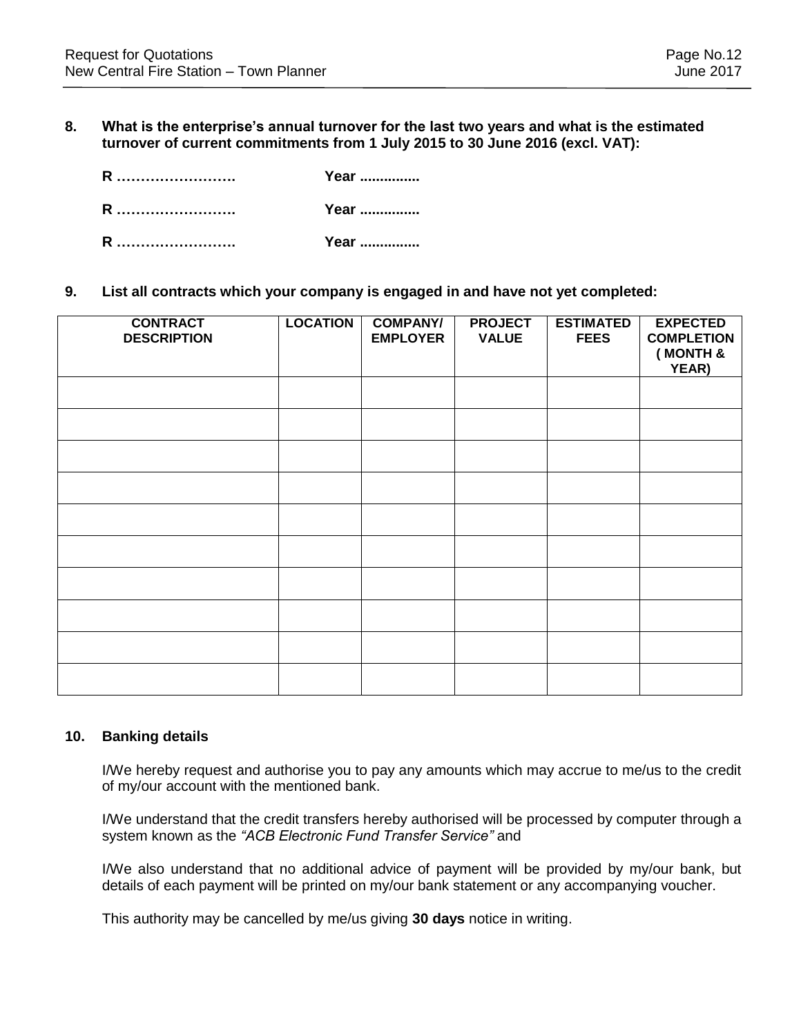**8. What is the enterprise's annual turnover for the last two years and what is the estimated turnover of current commitments from 1 July 2015 to 30 June 2016 (excl. VAT):**

**R ……………………. Year ..............**

**R ……………………. Year ..............**

**R ……………………. Year ..............**

**9. List all contracts which your company is engaged in and have not yet completed:**

| CONTRACT DESCRIPTION | LOCATION | COMPANY/ EMPLOYER | PROJECT VALUE | ESTIMATED FEES | EXPECTED COMPLETION ( MONTH & YEAR) |
|---|---|---|---|---|---|
| | | | | | |
| | | | | | |
| | | | | | |
| | | | | | |
| | | | | | |
| | | | | | |
| | | | | | |
| | | | | | |
| | | | | | |
| | | | | | |

**10. Banking details**

I/We hereby request and authorise you to pay any amounts which may accrue to me/us to the credit of my/our account with the mentioned bank.

I/We understand that the credit transfers hereby authorised will be processed by computer through a system known as the *"ACB Electronic Fund Transfer Service"* and

I/We also understand that no additional advice of payment will be provided by my/our bank, but details of each payment will be printed on my/our bank statement or any accompanying voucher.

This authority may be cancelled by me/us giving **30 days** notice in writing.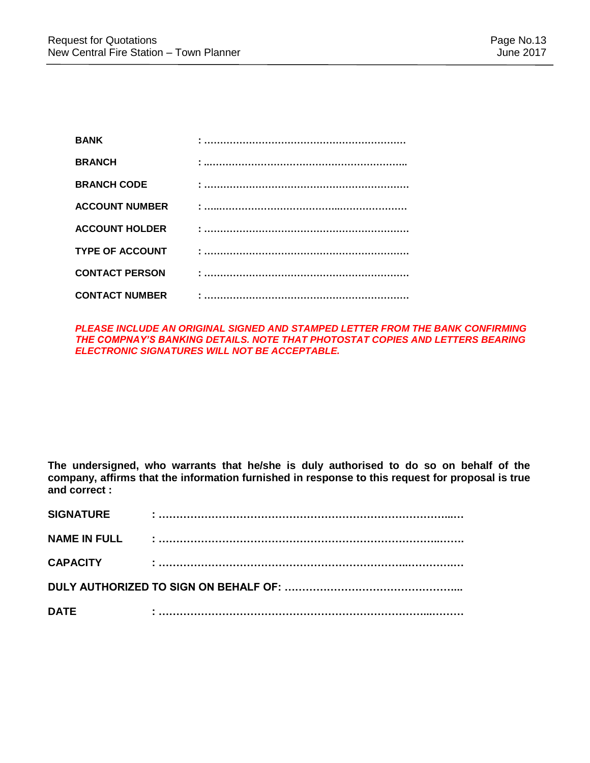**BANK** : …………………………………………………………

**BRANCH** : …………………………………………………………

**BRANCH CODE** : …………………………………………………………

**ACCOUNT NUMBER** : …………………………………………………………

**ACCOUNT HOLDER** : …………………………………………………………

**TYPE OF ACCOUNT** : …………………………………………………………

**CONTACT PERSON** : …………………………………………………………

**CONTACT NUMBER** : …………………………………………………………

***PLEASE INCLUDE AN ORIGINAL SIGNED AND STAMPED LETTER FROM THE BANK CONFIRMING THE COMPNAY'S BANKING DETAILS. NOTE THAT PHOTOSTAT COPIES AND LETTERS BEARING ELECTRONIC SIGNATURES WILL NOT BE ACCEPTABLE.***

**The undersigned, who warrants that he/she is duly authorised to do so on behalf of the company, affirms that the information furnished in response to this request for proposal is true and correct :**

**SIGNATURE** : ……………………………………………………………………………

**NAME IN FULL** : ……………………………………………………………………………

**CAPACITY** : ……………………………………………………………………………

**DULY AUTHORIZED TO SIGN ON BEHALF OF:** …………………………………………………

**DATE** : ……………………………………………………………………………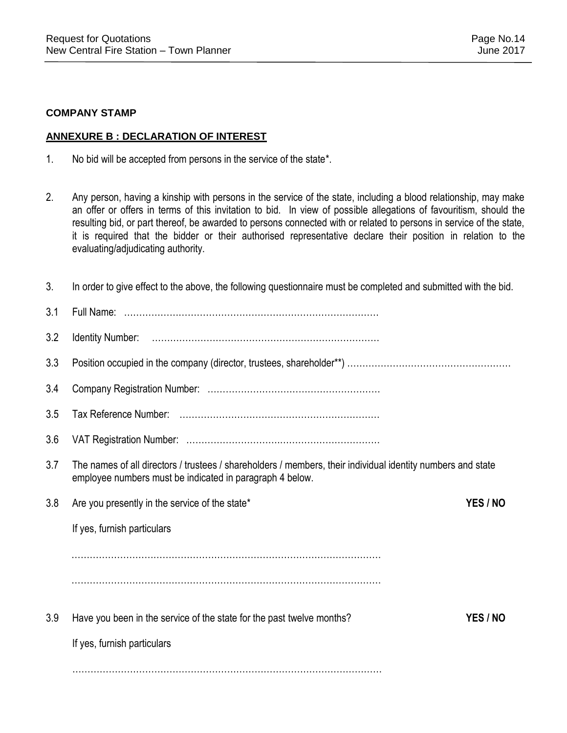**COMPANY STAMP**

## ANNEXURE B : DECLARATION OF INTEREST

1. No bid will be accepted from persons in the service of the state*.

2. Any person, having a kinship with persons in the service of the state, including a blood relationship, may make an offer or offers in terms of this invitation to bid. In view of possible allegations of favouritism, should the resulting bid, or part thereof, be awarded to persons connected with or related to persons in service of the state, it is required that the bidder or their authorised representative declare their position in relation to the evaluating/adjudicating authority.

3. In order to give effect to the above, the following questionnaire must be completed and submitted with the bid.

3.1 Full Name: …………………………………………………………………………

3.2 Identity Number: …………………………………………………………………

3.3 Position occupied in the company (director, trustees, shareholder**) ………………………………………………

3.4 Company Registration Number: …………………………………………………

3.5 Tax Reference Number: …………………………………………………………

3.6 VAT Registration Number: ………………………………………………………

3.7 The names of all directors / trustees / shareholders / members, their individual identity numbers and state employee numbers must be indicated in paragraph 4 below.

3.8 Are you presently in the service of the state* **YES / NO**

If yes, furnish particulars

……………………………………………………………………………………………

……………………………………………………………………………………………

3.9 Have you been in the service of the state for the past twelve months? **YES / NO**

If yes, furnish particulars

……………………………………………………………………………………………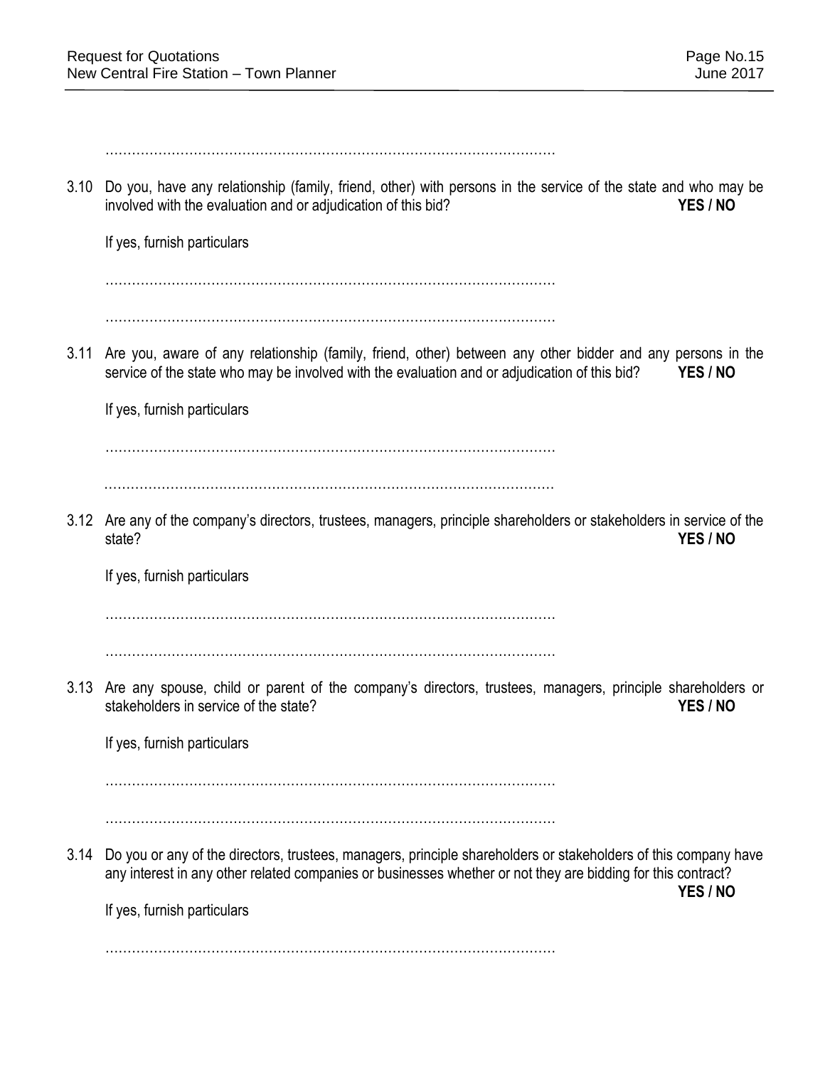…………………………………………………………………………………………

3.10 Do you, have any relationship (family, friend, other) with persons in the service of the state and who may be involved with the evaluation and or adjudication of this bid? **YES / NO**

If yes, furnish particulars

…………………………………………………………………………………………

…………………………………………………………………………………………

3.11 Are you, aware of any relationship (family, friend, other) between any other bidder and any persons in the service of the state who may be involved with the evaluation and or adjudication of this bid? **YES / NO**

If yes, furnish particulars

…………………………………………………………………………………………

…………………………………………………………………………………………

3.12 Are any of the company's directors, trustees, managers, principle shareholders or stakeholders in service of the state? **YES / NO**

If yes, furnish particulars

…………………………………………………………………………………………

…………………………………………………………………………………………

3.13 Are any spouse, child or parent of the company's directors, trustees, managers, principle shareholders or stakeholders in service of the state? **YES / NO**

If yes, furnish particulars

…………………………………………………………………………………………

…………………………………………………………………………………………

3.14 Do you or any of the directors, trustees, managers, principle shareholders or stakeholders of this company have any interest in any other related companies or businesses whether or not they are bidding for this contract? **YES / NO**

If yes, furnish particulars

…………………………………………………………………………………………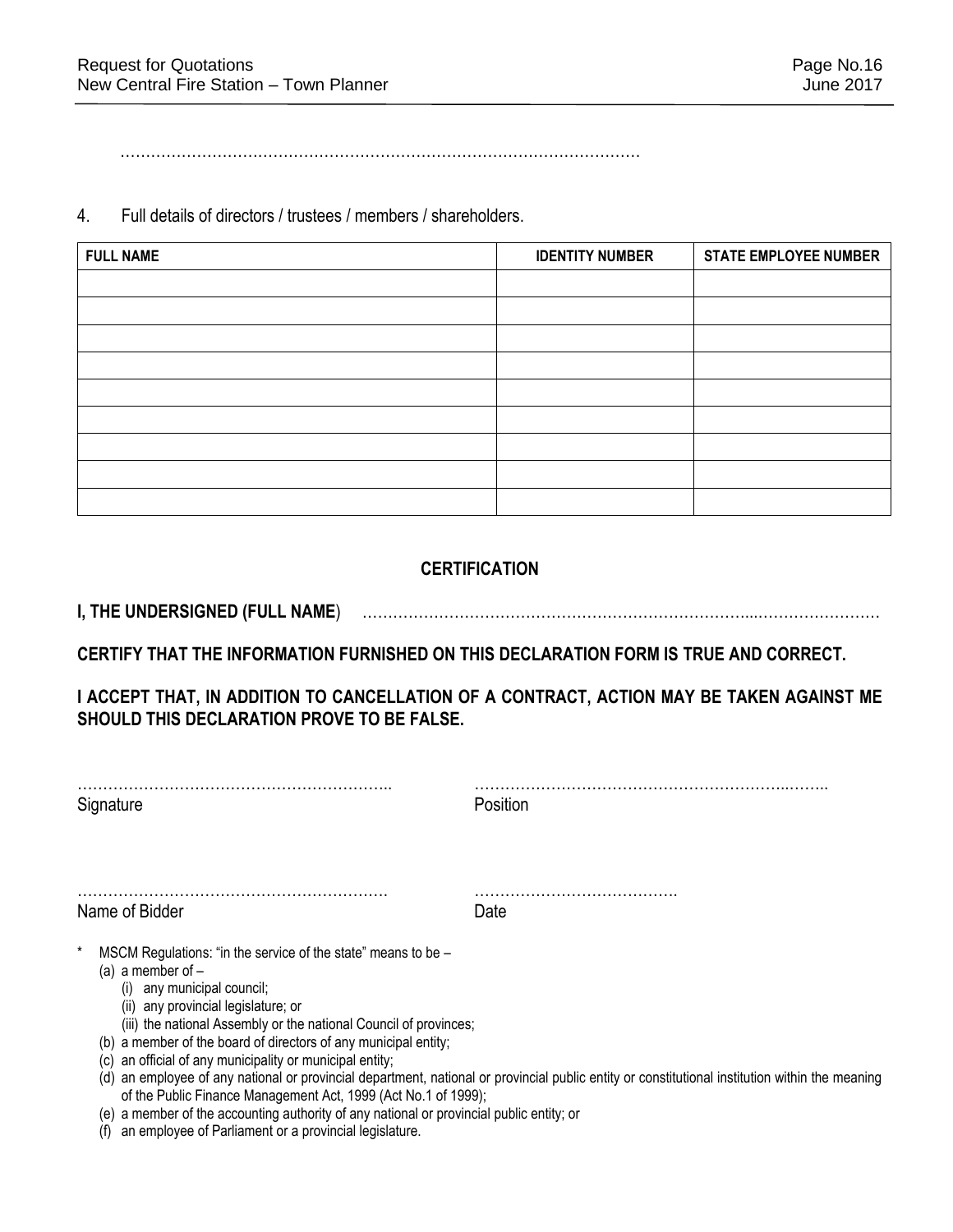…………………………………………………………………………………………

4. Full details of directors / trustees / members / shareholders.

| FULL NAME | IDENTITY NUMBER | STATE EMPLOYEE NUMBER |
|---|---|---|
| | | |
| | | |
| | | |
| | | |
| | | |
| | | |
| | | |
| | | |
| | | |

## CERTIFICATION

**I, THE UNDERSIGNED (FULL NAME**) ……………………………………………………………………...……………………

**CERTIFY THAT THE INFORMATION FURNISHED ON THIS DECLARATION FORM IS TRUE AND CORRECT.**

**I ACCEPT THAT, IN ADDITION TO CANCELLATION OF A CONTRACT, ACTION MAY BE TAKEN AGAINST ME SHOULD THIS DECLARATION PROVE TO BE FALSE.**

……………………………………………………..
Signature

…………………………………………………..……..
Position

…………………………………………………….
Name of Bidder

………………………………….
Date

\* MSCM Regulations: "in the service of the state" means to be –

(a) a member of –
  (i) any municipal council;
  (ii) any provincial legislature; or
  (iii) the national Assembly or the national Council of provinces;
(b) a member of the board of directors of any municipal entity;
(c) an official of any municipality or municipal entity;
(d) an employee of any national or provincial department, national or provincial public entity or constitutional institution within the meaning of the Public Finance Management Act, 1999 (Act No.1 of 1999);
(e) a member of the accounting authority of any national or provincial public entity; or
(f) an employee of Parliament or a provincial legislature.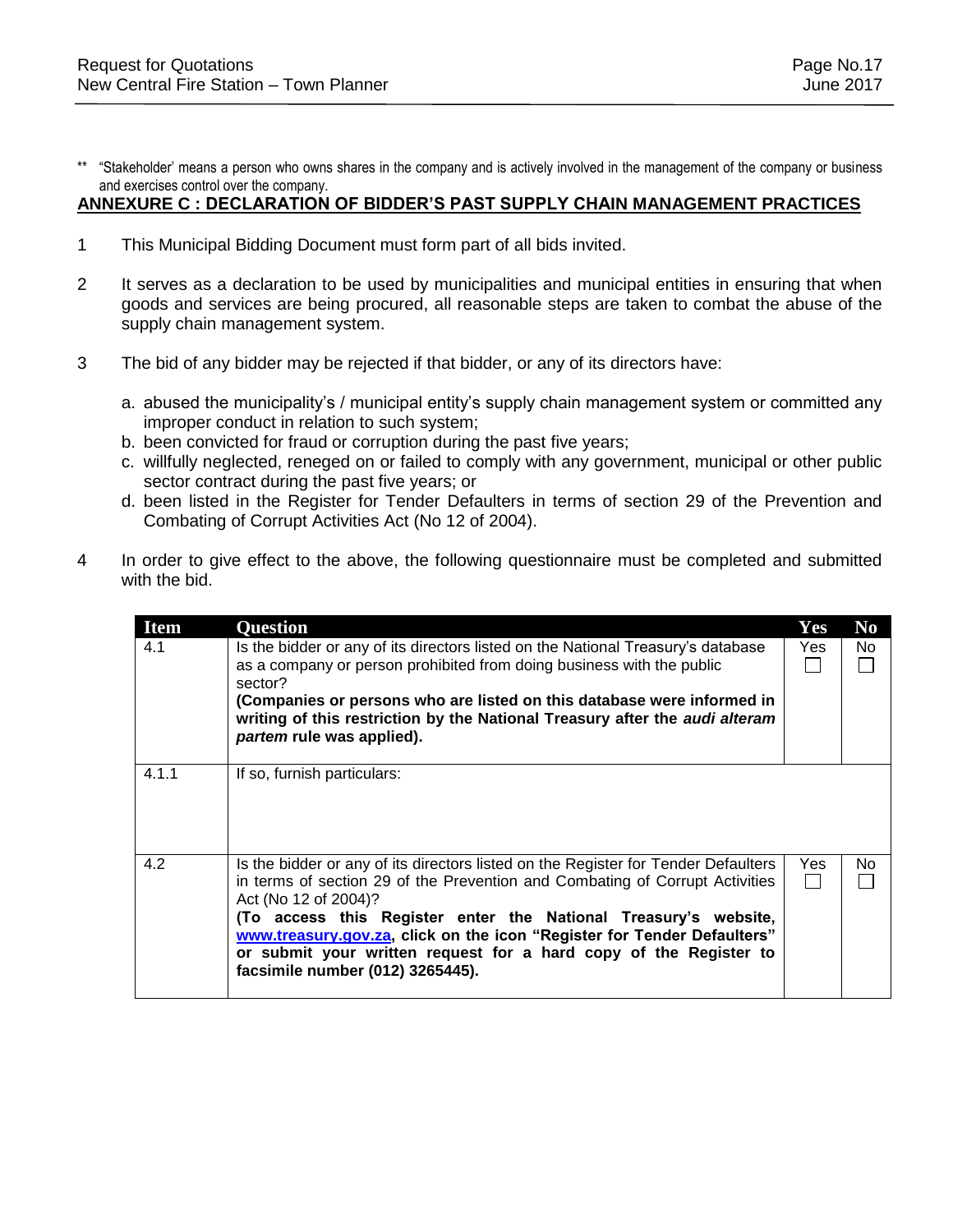** "Stakeholder' means a person who owns shares in the company and is actively involved in the management of the company or business and exercises control over the company.

## ANNEXURE C : DECLARATION OF BIDDER'S PAST SUPPLY CHAIN MANAGEMENT PRACTICES

1. This Municipal Bidding Document must form part of all bids invited.

2. It serves as a declaration to be used by municipalities and municipal entities in ensuring that when goods and services are being procured, all reasonable steps are taken to combat the abuse of the supply chain management system.

3. The bid of any bidder may be rejected if that bidder, or any of its directors have:

   a. abused the municipality's / municipal entity's supply chain management system or committed any improper conduct in relation to such system;
   b. been convicted for fraud or corruption during the past five years;
   c. willfully neglected, reneged on or failed to comply with any government, municipal or other public sector contract during the past five years; or
   d. been listed in the Register for Tender Defaulters in terms of section 29 of the Prevention and Combating of Corrupt Activities Act (No 12 of 2004).

4. In order to give effect to the above, the following questionnaire must be completed and submitted with the bid.

| Item | Question | Yes | No |
|---|---|---|---|
| 4.1 | Is the bidder or any of its directors listed on the National Treasury's database as a company or person prohibited from doing business with the public sector?<br>**(Companies or persons who are listed on this database were informed in writing of this restriction by the National Treasury after the *audi alteram partem* rule was applied).** | Yes ☐ | No ☐ |
| 4.1.1 | If so, furnish particulars: | | |
| 4.2 | Is the bidder or any of its directors listed on the Register for Tender Defaulters in terms of section 29 of the Prevention and Combating of Corrupt Activities Act (No 12 of 2004)?<br>**(To access this Register enter the National Treasury's website, www.treasury.gov.za, click on the icon "Register for Tender Defaulters" or submit your written request for a hard copy of the Register to facsimile number (012) 3265445).** | Yes ☐ | No ☐ |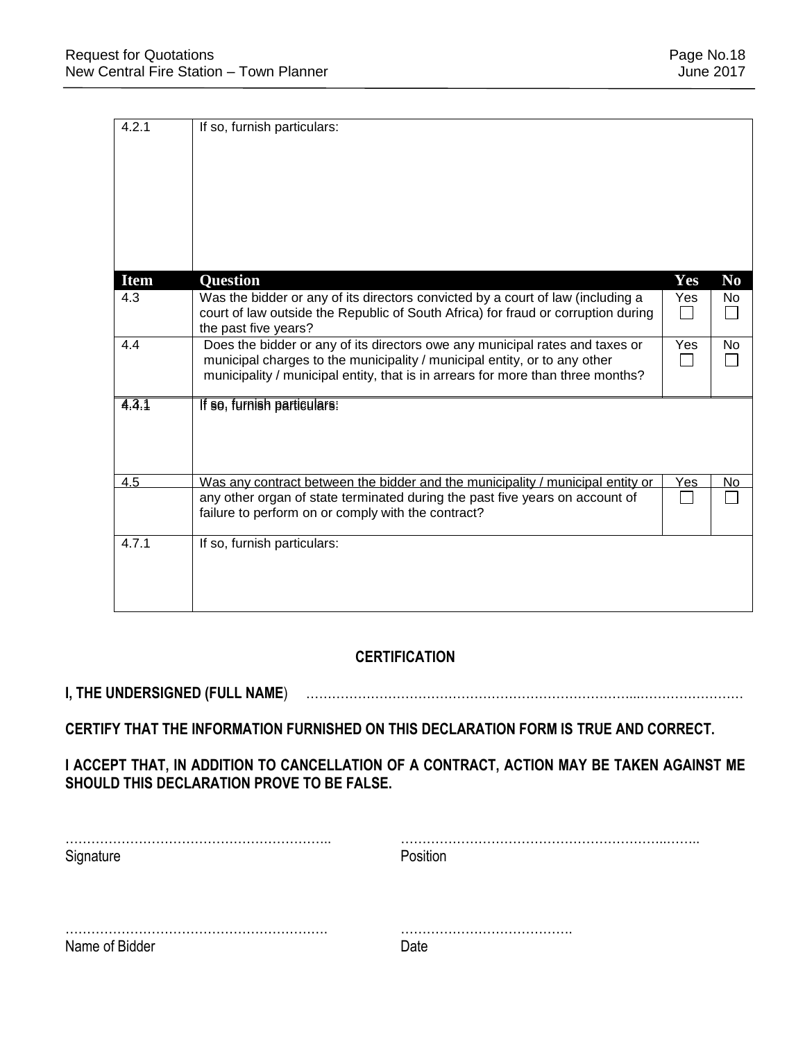| Item | Question | Yes | No |
|---|---|---|---|
| 4.2.1 | If so, furnish particulars: | | |
| 4.3 | Was the bidder or any of its directors convicted by a court of law (including a court of law outside the Republic of South Africa) for fraud or corruption during the past five years? | Yes ☐ | No ☐ |
| 4.4 | Does the bidder or any of its directors owe any municipal rates and taxes or municipal charges to the municipality / municipal entity, or to any other municipality / municipal entity, that is in arrears for more than three months? | Yes ☐ | No ☐ |
| 4.3.1 / 4.4.1 | If so, furnish particulars: | | |
| 4.5 | Was any contract between the bidder and the municipality / municipal entity or any other organ of state terminated during the past five years on account of failure to perform on or comply with the contract? | Yes ☐ | No ☐ |
| 4.7.1 | If so, furnish particulars: | | |

## CERTIFICATION

**I, THE UNDERSIGNED (FULL NAME**) …………………………………………………………………...……………………

**CERTIFY THAT THE INFORMATION FURNISHED ON THIS DECLARATION FORM IS TRUE AND CORRECT.**

**I ACCEPT THAT, IN ADDITION TO CANCELLATION OF A CONTRACT, ACTION MAY BE TAKEN AGAINST ME SHOULD THIS DECLARATION PROVE TO BE FALSE.**

……………………………………………………..
Signature

……………………………………………………..……..
Position

……………………………………………………
Name of Bidder

………………………………….
Date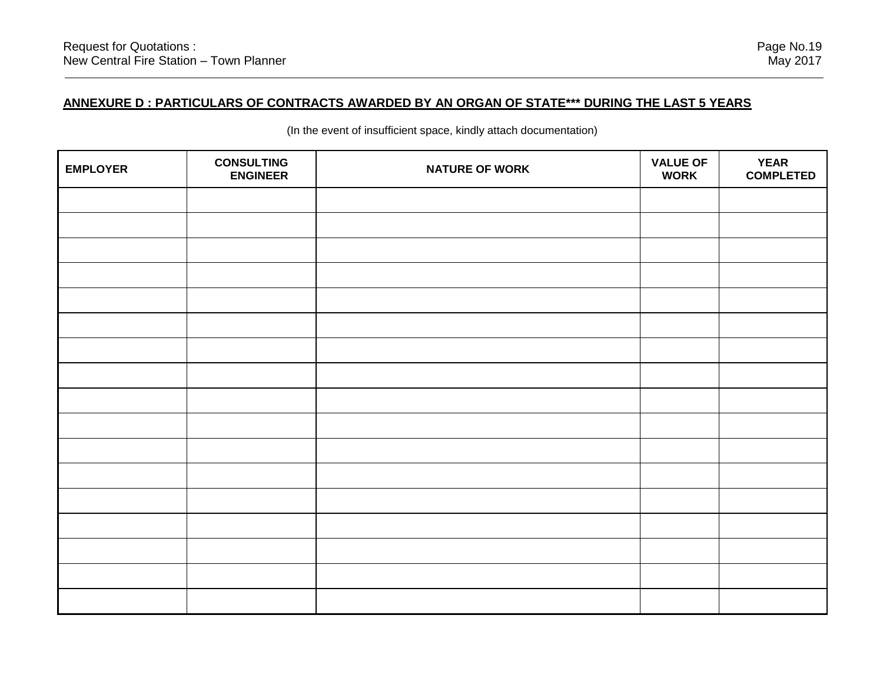**ANNEXURE D : PARTICULARS OF CONTRACTS AWARDED BY AN ORGAN OF STATE*** DURING THE LAST 5 YEARS**

(In the event of insufficient space, kindly attach documentation)

| EMPLOYER | CONSULTING ENGINEER | NATURE OF WORK | VALUE OF WORK | YEAR COMPLETED |
|---|---|---|---|---|
| | | | | |
| | | | | |
| | | | | |
| | | | | |
| | | | | |
| | | | | |
| | | | | |
| | | | | |
| | | | | |
| | | | | |
| | | | | |
| | | | | |
| | | | | |
| | | | | |
| | | | | |
| | | | | |
| | | | | |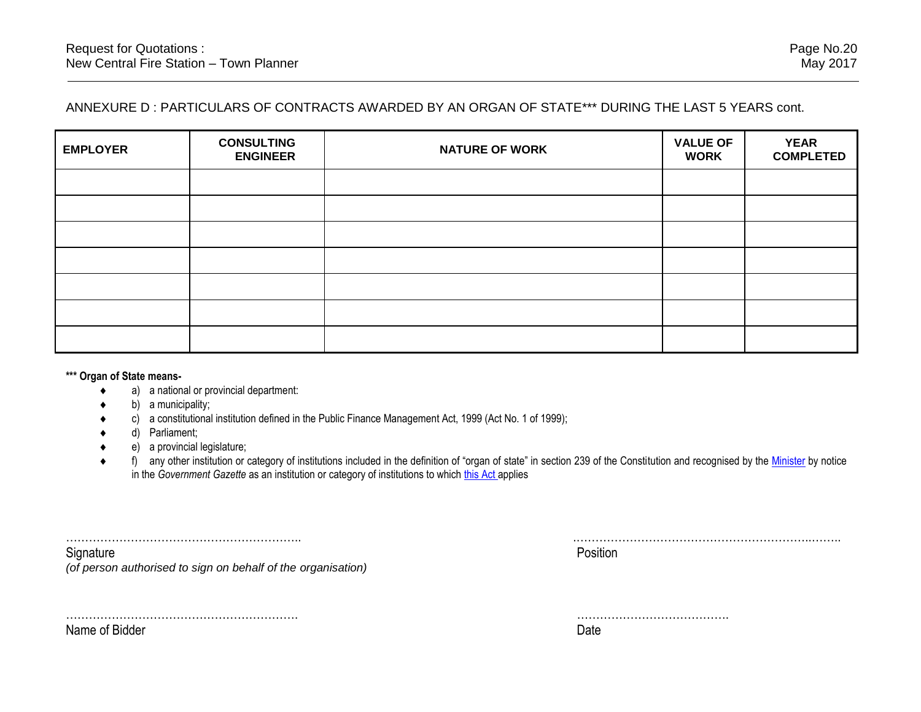ANNEXURE D : PARTICULARS OF CONTRACTS AWARDED BY AN ORGAN OF STATE*** DURING THE LAST 5 YEARS cont.

| EMPLOYER | CONSULTING ENGINEER | NATURE OF WORK | VALUE OF WORK | YEAR COMPLETED |
|---|---|---|---|---|
| | | | | |
| | | | | |
| | | | | |
| | | | | |
| | | | | |
| | | | | |
| | | | | |

**\*\*\* Organ of State means-**

- a) a national or provincial department:
- b) a municipality;
- c) a constitutional institution defined in the Public Finance Management Act, 1999 (Act No. 1 of 1999);
- d) Parliament;
- e) a provincial legislature;
- f) any other institution or category of institutions included in the definition of "organ of state" in section 239 of the Constitution and recognised by the Minister by notice in the *Government Gazette* as an institution or category of institutions to which this Act applies

…………………………………………………….. 
Signature 
*(of person authorised to sign on behalf of the organisation)*

…………………………………………………………..……. 
Position

……………………………………………………. 
Name of Bidder

…………………………………. 
Date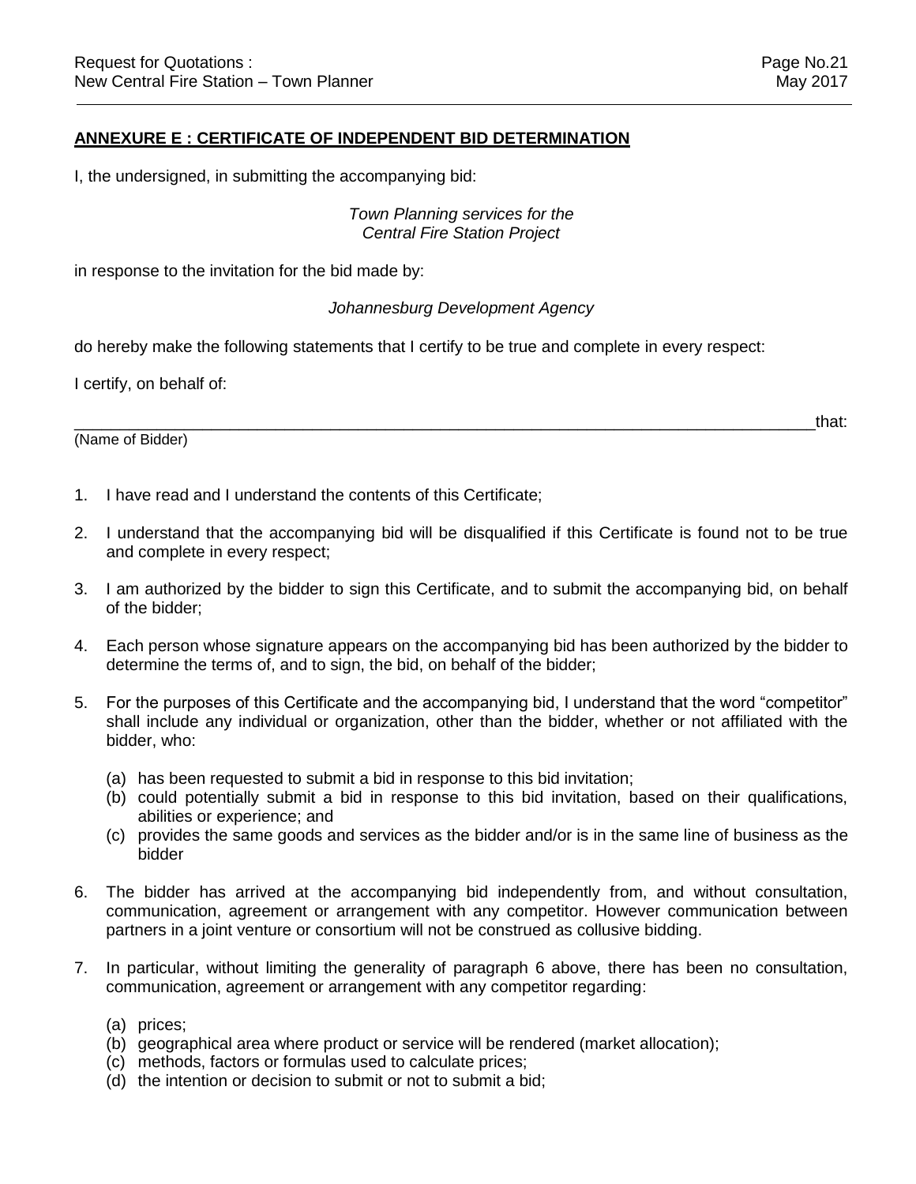## ANNEXURE E : CERTIFICATE OF INDEPENDENT BID DETERMINATION

I, the undersigned, in submitting the accompanying bid:

*Town Planning services for the Central Fire Station Project*

in response to the invitation for the bid made by:

*Johannesburg Development Agency*

do hereby make the following statements that I certify to be true and complete in every respect:

I certify, on behalf of:

_______________________________________________________________________________that:
(Name of Bidder)

1. I have read and I understand the contents of this Certificate;
2. I understand that the accompanying bid will be disqualified if this Certificate is found not to be true and complete in every respect;
3. I am authorized by the bidder to sign this Certificate, and to submit the accompanying bid, on behalf of the bidder;
4. Each person whose signature appears on the accompanying bid has been authorized by the bidder to determine the terms of, and to sign, the bid, on behalf of the bidder;
5. For the purposes of this Certificate and the accompanying bid, I understand that the word "competitor" shall include any individual or organization, other than the bidder, whether or not affiliated with the bidder, who:
   - (a) has been requested to submit a bid in response to this bid invitation;
   - (b) could potentially submit a bid in response to this bid invitation, based on their qualifications, abilities or experience; and
   - (c) provides the same goods and services as the bidder and/or is in the same line of business as the bidder
6. The bidder has arrived at the accompanying bid independently from, and without consultation, communication, agreement or arrangement with any competitor. However communication between partners in a joint venture or consortium will not be construed as collusive bidding.
7. In particular, without limiting the generality of paragraph 6 above, there has been no consultation, communication, agreement or arrangement with any competitor regarding:
   - (a) prices;
   - (b) geographical area where product or service will be rendered (market allocation);
   - (c) methods, factors or formulas used to calculate prices;
   - (d) the intention or decision to submit or not to submit a bid;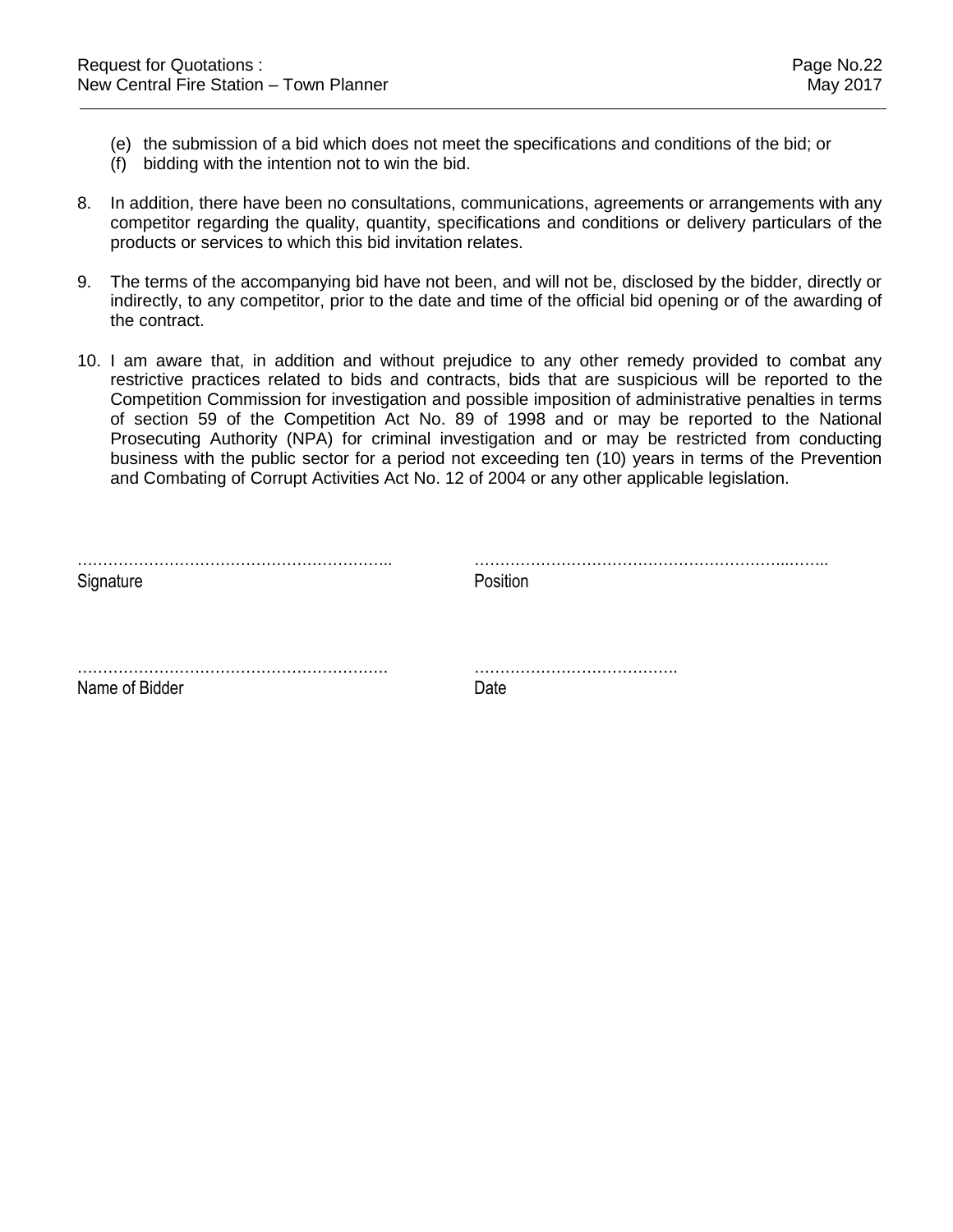(e) the submission of a bid which does not meet the specifications and conditions of the bid; or
(f) bidding with the intention not to win the bid.

8. In addition, there have been no consultations, communications, agreements or arrangements with any competitor regarding the quality, quantity, specifications and conditions or delivery particulars of the products or services to which this bid invitation relates.

9. The terms of the accompanying bid have not been, and will not be, disclosed by the bidder, directly or indirectly, to any competitor, prior to the date and time of the official bid opening or of the awarding of the contract.

10. I am aware that, in addition and without prejudice to any other remedy provided to combat any restrictive practices related to bids and contracts, bids that are suspicious will be reported to the Competition Commission for investigation and possible imposition of administrative penalties in terms of section 59 of the Competition Act No. 89 of 1998 and or may be reported to the National Prosecuting Authority (NPA) for criminal investigation and or may be restricted from conducting business with the public sector for a period not exceeding ten (10) years in terms of the Prevention and Combating of Corrupt Activities Act No. 12 of 2004 or any other applicable legislation.

| | |
|---|---|
| …………………………………………………….. | ………………………………………………………..…….. |
| Signature | Position |
| | |
| ……………………………………………………. | ………………………………….. |
| Name of Bidder | Date |